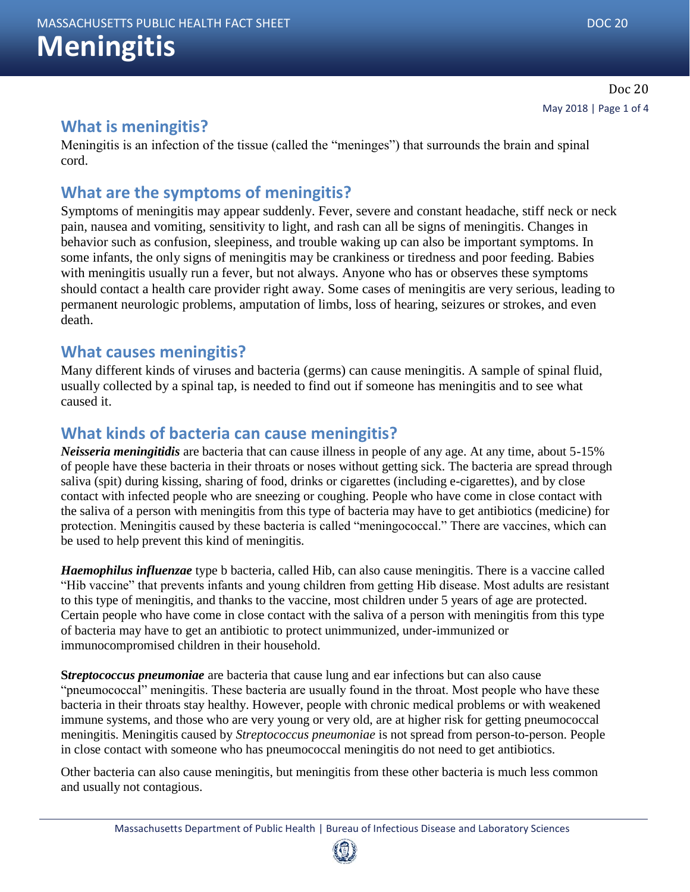# Meningitis

## What is meningitis?

Meningitis is an infection of the tissue (called the "meninges") that surrounds the brain and spinal cord.

## What are the symptoms of meningitis?

Symptoms of meningitis may appear suddenly. Fever, severe and constant headache, stiff neck or neck pain, nausea and vomiting, sensitivity to light, and rash can all be signs of meningitis. Changes in behavior such as confusion, sleepiness, and trouble waking up can also be important symptoms. In some infants, the only signs of meningitis may be crankiness or tiredness and poor feeding. Babies with meningitis usually run a fever, but not always. Anyone who has or observes these symptoms should contact a health care provider right away. Some cases of meningitis are very serious, leading to permanent neurologic problems, amputation of limbs, loss of hearing, seizures or strokes, and even death.

## What causes meningitis?

Many different kinds of viruses and bacteria (germs) can cause meningitis. A sample of spinal fluid, usually collected by a spinal tap, is needed to find out if someone has meningitis and to see what caused it.

## What kinds of bacteria can cause meningitis?

***Neisseria meningitidis*** are bacteria that can cause illness in people of any age. At any time, about 5-15% of people have these bacteria in their throats or noses without getting sick. The bacteria are spread through saliva (spit) during kissing, sharing of food, drinks or cigarettes (including e-cigarettes), and by close contact with infected people who are sneezing or coughing. People who have come in close contact with the saliva of a person with meningitis from this type of bacteria may have to get antibiotics (medicine) for protection. Meningitis caused by these bacteria is called "meningococcal." There are vaccines, which can be used to help prevent this kind of meningitis.

***Haemophilus influenzae*** type b bacteria, called Hib, can also cause meningitis. There is a vaccine called "Hib vaccine" that prevents infants and young children from getting Hib disease. Most adults are resistant to this type of meningitis, and thanks to the vaccine, most children under 5 years of age are protected. Certain people who have come in close contact with the saliva of a person with meningitis from this type of bacteria may have to get an antibiotic to protect unimmunized, under-immunized or immunocompromised children in their household.

***Streptococcus pneumoniae*** are bacteria that cause lung and ear infections but can also cause "pneumococcal" meningitis. These bacteria are usually found in the throat. Most people who have these bacteria in their throats stay healthy. However, people with chronic medical problems or with weakened immune systems, and those who are very young or very old, are at higher risk for getting pneumococcal meningitis. Meningitis caused by *Streptococcus pneumoniae* is not spread from person-to-person. People in close contact with someone who has pneumococcal meningitis do not need to get antibiotics.

Other bacteria can also cause meningitis, but meningitis from these other bacteria is much less common and usually not contagious.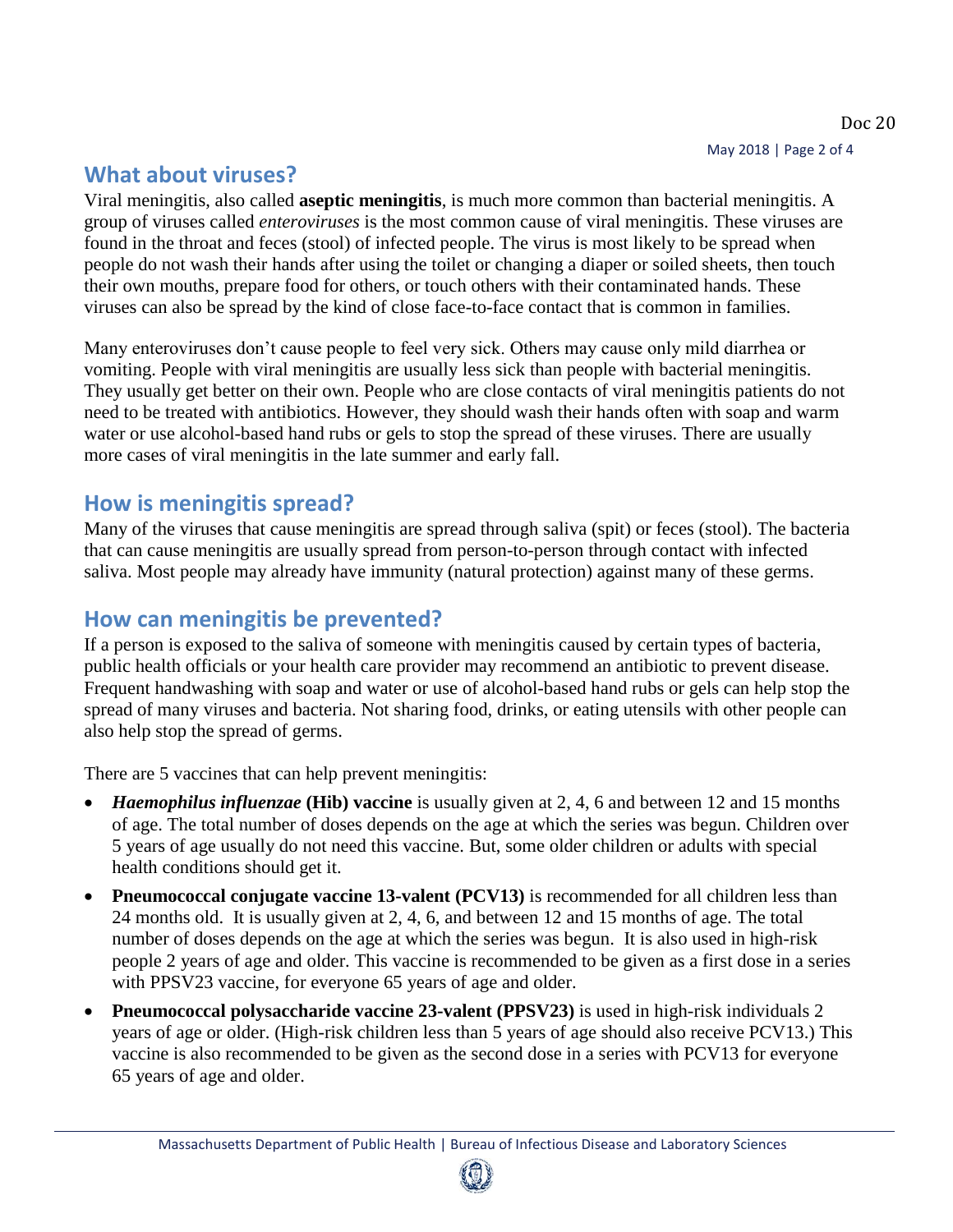## What about viruses?

Viral meningitis, also called **aseptic meningitis**, is much more common than bacterial meningitis. A group of viruses called *enteroviruses* is the most common cause of viral meningitis. These viruses are found in the throat and feces (stool) of infected people. The virus is most likely to be spread when people do not wash their hands after using the toilet or changing a diaper or soiled sheets, then touch their own mouths, prepare food for others, or touch others with their contaminated hands. These viruses can also be spread by the kind of close face-to-face contact that is common in families.

Many enteroviruses don't cause people to feel very sick. Others may cause only mild diarrhea or vomiting. People with viral meningitis are usually less sick than people with bacterial meningitis. They usually get better on their own. People who are close contacts of viral meningitis patients do not need to be treated with antibiotics. However, they should wash their hands often with soap and warm water or use alcohol-based hand rubs or gels to stop the spread of these viruses. There are usually more cases of viral meningitis in the late summer and early fall.

## How is meningitis spread?

Many of the viruses that cause meningitis are spread through saliva (spit) or feces (stool). The bacteria that can cause meningitis are usually spread from person-to-person through contact with infected saliva. Most people may already have immunity (natural protection) against many of these germs.

## How can meningitis be prevented?

If a person is exposed to the saliva of someone with meningitis caused by certain types of bacteria, public health officials or your health care provider may recommend an antibiotic to prevent disease. Frequent handwashing with soap and water or use of alcohol-based hand rubs or gels can help stop the spread of many viruses and bacteria. Not sharing food, drinks, or eating utensils with other people can also help stop the spread of germs.

There are 5 vaccines that can help prevent meningitis:

- ***Haemophilus influenzae* (Hib) vaccine** is usually given at 2, 4, 6 and between 12 and 15 months of age. The total number of doses depends on the age at which the series was begun. Children over 5 years of age usually do not need this vaccine. But, some older children or adults with special health conditions should get it.
- **Pneumococcal conjugate vaccine 13-valent (PCV13)** is recommended for all children less than 24 months old. It is usually given at 2, 4, 6, and between 12 and 15 months of age. The total number of doses depends on the age at which the series was begun. It is also used in high-risk people 2 years of age and older. This vaccine is recommended to be given as a first dose in a series with PPSV23 vaccine, for everyone 65 years of age and older.
- **Pneumococcal polysaccharide vaccine 23-valent (PPSV23)** is used in high-risk individuals 2 years of age or older. (High-risk children less than 5 years of age should also receive PCV13.) This vaccine is also recommended to be given as the second dose in a series with PCV13 for everyone 65 years of age and older.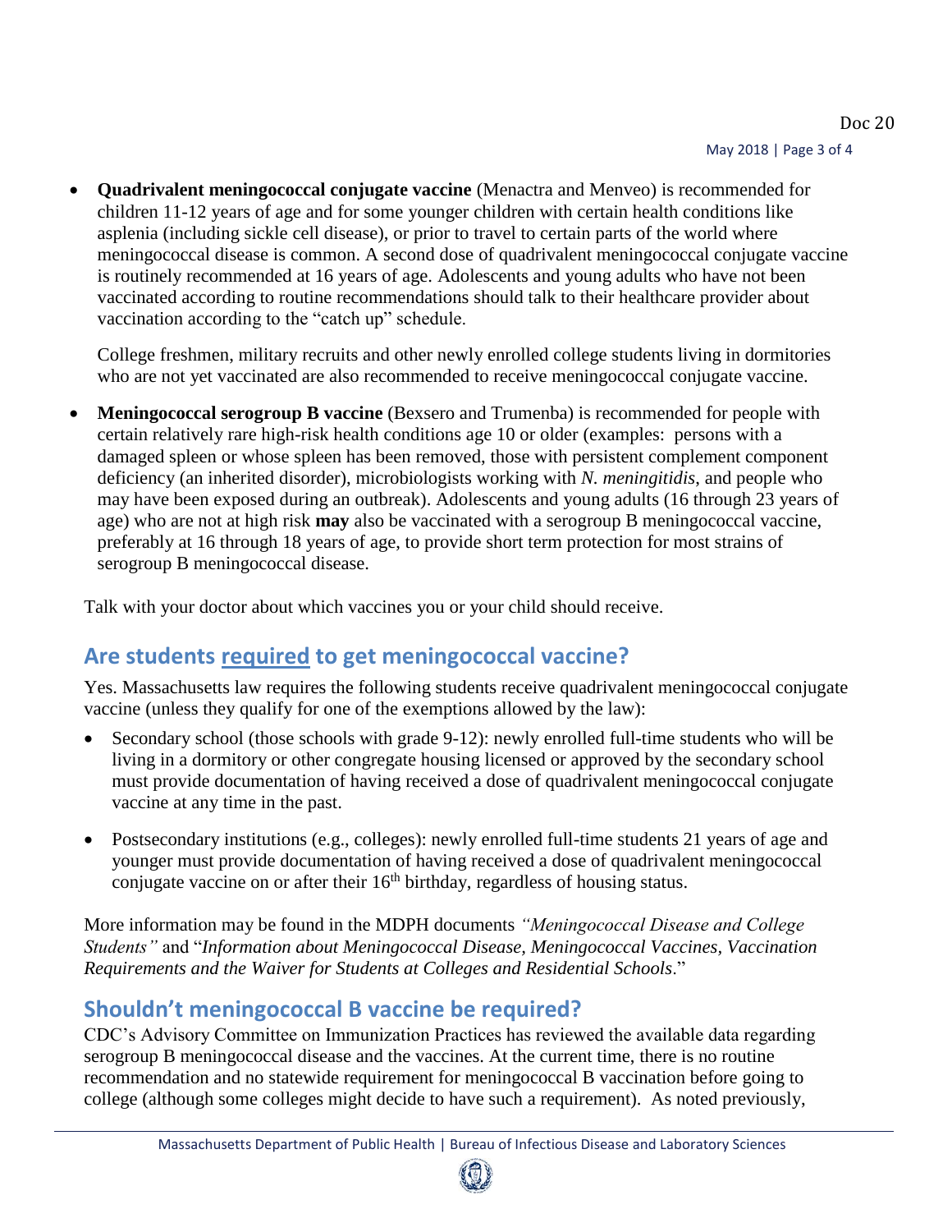- **Quadrivalent meningococcal conjugate vaccine** (Menactra and Menveo) is recommended for children 11-12 years of age and for some younger children with certain health conditions like asplenia (including sickle cell disease), or prior to travel to certain parts of the world where meningococcal disease is common. A second dose of quadrivalent meningococcal conjugate vaccine is routinely recommended at 16 years of age. Adolescents and young adults who have not been vaccinated according to routine recommendations should talk to their healthcare provider about vaccination according to the "catch up" schedule.

  College freshmen, military recruits and other newly enrolled college students living in dormitories who are not yet vaccinated are also recommended to receive meningococcal conjugate vaccine.

- **Meningococcal serogroup B vaccine** (Bexsero and Trumenba) is recommended for people with certain relatively rare high-risk health conditions age 10 or older (examples: persons with a damaged spleen or whose spleen has been removed, those with persistent complement component deficiency (an inherited disorder), microbiologists working with *N. meningitidis*, and people who may have been exposed during an outbreak). Adolescents and young adults (16 through 23 years of age) who are not at high risk **may** also be vaccinated with a serogroup B meningococcal vaccine, preferably at 16 through 18 years of age, to provide short term protection for most strains of serogroup B meningococcal disease.

Talk with your doctor about which vaccines you or your child should receive.

## Are students required to get meningococcal vaccine?

Yes. Massachusetts law requires the following students receive quadrivalent meningococcal conjugate vaccine (unless they qualify for one of the exemptions allowed by the law):

- Secondary school (those schools with grade 9-12): newly enrolled full-time students who will be living in a dormitory or other congregate housing licensed or approved by the secondary school must provide documentation of having received a dose of quadrivalent meningococcal conjugate vaccine at any time in the past.

- Postsecondary institutions (e.g., colleges): newly enrolled full-time students 21 years of age and younger must provide documentation of having received a dose of quadrivalent meningococcal conjugate vaccine on or after their 16th birthday, regardless of housing status.

More information may be found in the MDPH documents *"Meningococcal Disease and College Students"* and "*Information about Meningococcal Disease, Meningococcal Vaccines, Vaccination Requirements and the Waiver for Students at Colleges and Residential Schools*."

## Shouldn't meningococcal B vaccine be required?

CDC's Advisory Committee on Immunization Practices has reviewed the available data regarding serogroup B meningococcal disease and the vaccines. At the current time, there is no routine recommendation and no statewide requirement for meningococcal B vaccination before going to college (although some colleges might decide to have such a requirement). As noted previously,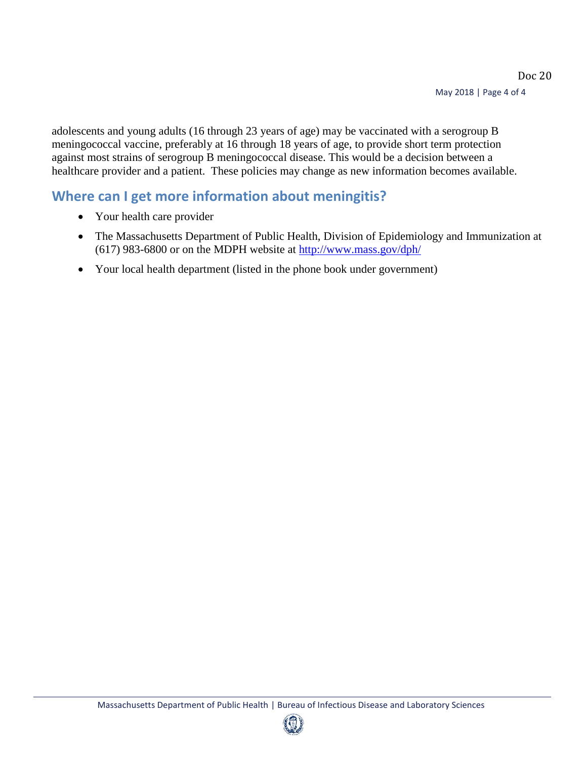adolescents and young adults (16 through 23 years of age) may be vaccinated with a serogroup B meningococcal vaccine, preferably at 16 through 18 years of age, to provide short term protection against most strains of serogroup B meningococcal disease. This would be a decision between a healthcare provider and a patient. These policies may change as new information becomes available.

## Where can I get more information about meningitis?

- Your health care provider
- The Massachusetts Department of Public Health, Division of Epidemiology and Immunization at (617) 983-6800 or on the MDPH website at http://www.mass.gov/dph/
- Your local health department (listed in the phone book under government)